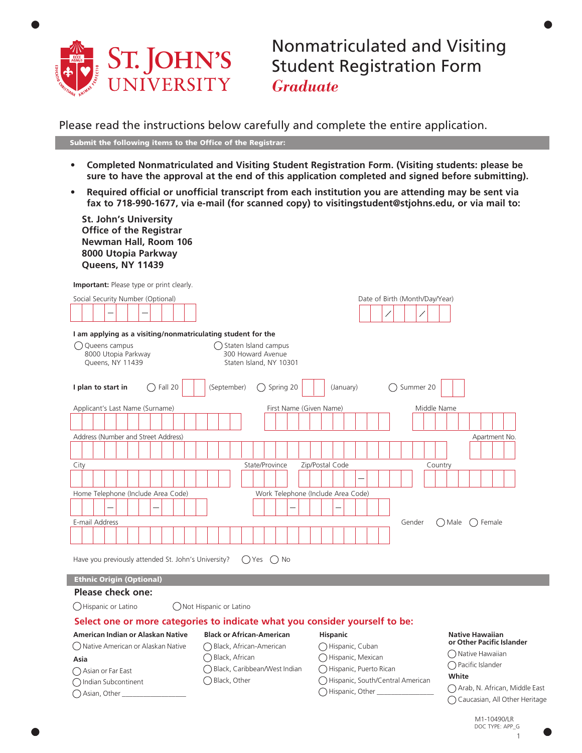# St. John's University

# Nonmatriculated and Visiting Student Registration Form

## *Graduate*

Please read the instructions below carefully and complete the entire application.

**Submit the following items to the Office of the Registrar:**

- **Completed Nonmatriculated and Visiting Student Registration Form. (Visiting students: please be sure to have the approval at the end of this application completed and signed before submitting).**
- **Required official or unofficial transcript from each institution you are attending may be sent via fax to 718-990-1677, via e-mail (for scanned copy) to visitingstudent@stjohns.edu, or via mail to:**

**St. John's University**
**Office of the Registrar**
**Newman Hall, Room 106**
**8000 Utopia Parkway**
**Queens, NY 11439**

**Important:** Please type or print clearly.

Social Security Number (Optional) ___ ___ ___ – ___ ___ – ___ ___ ___ ___

Date of Birth (Month/Day/Year) ___ ___ / ___ ___ / ___ ___ ___ ___

**I am applying as a visiting/nonmatriculating student for the**

◯ Queens campus
8000 Utopia Parkway
Queens, NY 11439

◯ Staten Island campus
300 Howard Avenue
Staten Island, NY 10301

**I plan to start in** ◯ Fall 20 ___ (September) ◯ Spring 20 ___ (January) ◯ Summer 20 ___

Applicant's Last Name (Surname) ______ First Name (Given Name) ______ Middle Name ______

Address (Number and Street Address) ______ Apartment No. ______

City ______ State/Province ______ Zip/Postal Code ______ – ______ Country ______

Home Telephone (Include Area Code) ___ – ___ – ___ Work Telephone (Include Area Code) ___ – ___ – ___

E-mail Address ______ Gender ◯ Male ◯ Female

Have you previously attended St. John's University? ◯ Yes ◯ No

**Ethnic Origin (Optional)**

**Please check one:**

◯ Hispanic or Latino ◯ Not Hispanic or Latino

**Select one or more categories to indicate what you consider yourself to be:**

**American Indian or Alaskan Native**
◯ Native American or Alaskan Native

**Asia**
◯ Asian or Far East
◯ Indian Subcontinent
◯ Asian, Other ______

**Black or African-American**
◯ Black, African-American
◯ Black, African
◯ Black, Caribbean/West Indian
◯ Black, Other

**Hispanic**
◯ Hispanic, Cuban
◯ Hispanic, Mexican
◯ Hispanic, Puerto Rican
◯ Hispanic, South/Central American
◯ Hispanic, Other ______

**Native Hawaiian or Other Pacific Islander**
◯ Native Hawaiian
◯ Pacific Islander

**White**
◯ Arab, N. African, Middle East
◯ Caucasian, All Other Heritage

M1-10490/LR
DOC TYPE: APP_G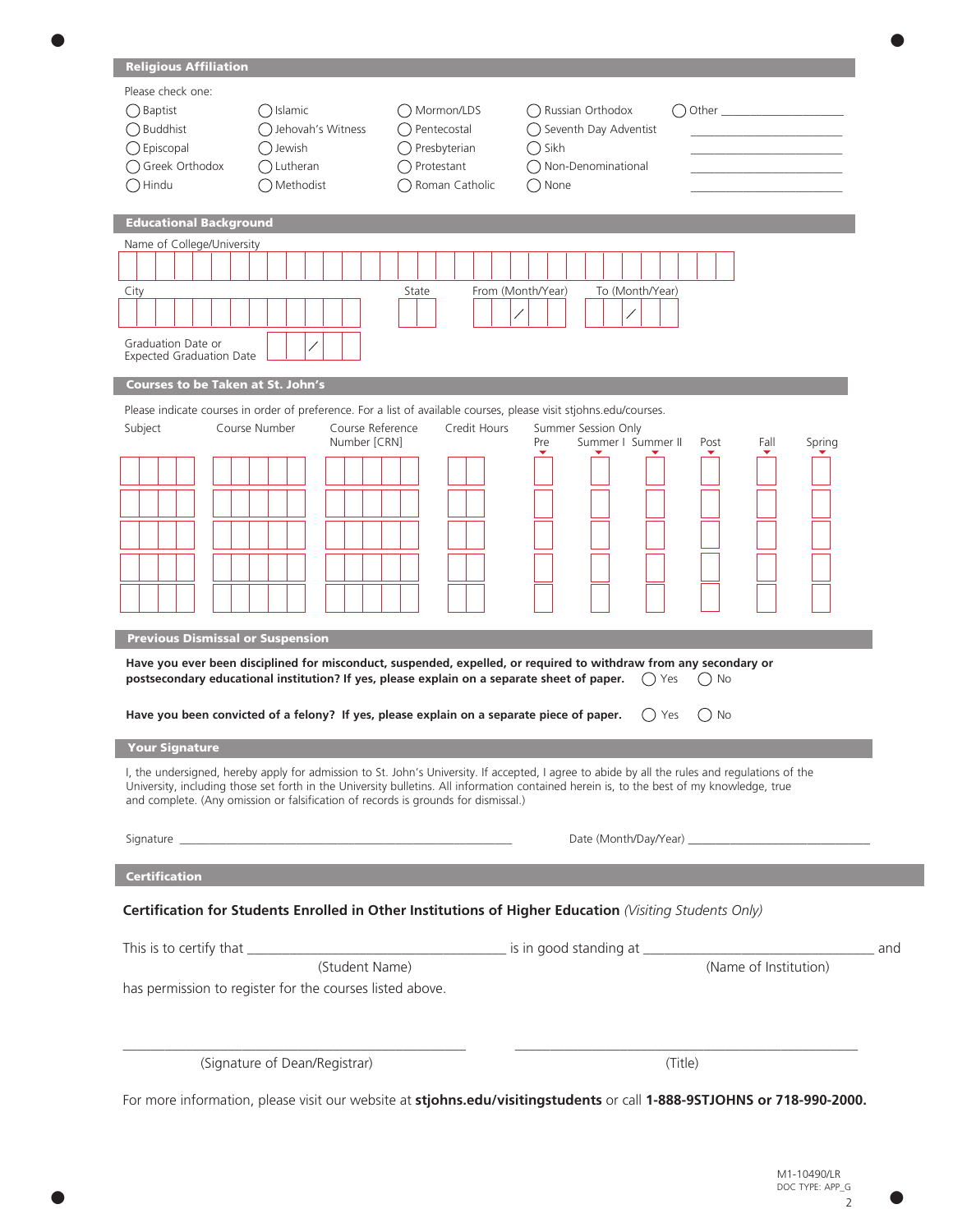## Religious Affiliation

Please check one:

| | | | | |
|---|---|---|---|---|
| ◯ Baptist | ◯ Islamic | ◯ Mormon/LDS | ◯ Russian Orthodox | ◯ Other ____________ |
| ◯ Buddhist | ◯ Jehovah's Witness | ◯ Pentecostal | ◯ Seventh Day Adventist | ____________ |
| ◯ Episcopal | ◯ Jewish | ◯ Presbyterian | ◯ Sikh | ____________ |
| ◯ Greek Orthodox | ◯ Lutheran | ◯ Protestant | ◯ Non-Denominational | ____________ |
| ◯ Hindu | ◯ Methodist | ◯ Roman Catholic | ◯ None | ____________ |

## Educational Background

Name of College/University

City

State

From (Month/Year) /

To (Month/Year) /

Graduation Date or Expected Graduation Date /

## Courses to be Taken at St. John's

Please indicate courses in order of preference. For a list of available courses, please visit stjohns.edu/courses.

| Subject | Course Number | Course Reference Number [CRN] | Credit Hours | Summer Session Only: Pre | Summer I | Summer II | Post | Fall | Spring |
|---|---|---|---|---|---|---|---|---|---|
| | | | | | | | | | |
| | | | | | | | | | |
| | | | | | | | | | |
| | | | | | | | | | |
| | | | | | | | | | |

## Previous Dismissal or Suspension

**Have you ever been disciplined for misconduct, suspended, expelled, or required to withdraw from any secondary or postsecondary educational institution? If yes, please explain on a separate sheet of paper.** ◯ Yes ◯ No

**Have you been convicted of a felony? If yes, please explain on a separate piece of paper.** ◯ Yes ◯ No

## Your Signature

I, the undersigned, hereby apply for admission to St. John's University. If accepted, I agree to abide by all the rules and regulations of the University, including those set forth in the University bulletins. All information contained herein is, to the best of my knowledge, true and complete. (Any omission or falsification of records is grounds for dismissal.)

Signature ______________________________ Date (Month/Day/Year) ____________________

## Certification

**Certification for Students Enrolled in Other Institutions of Higher Education** *(Visiting Students Only)*

This is to certify that ______________________ (Student Name) is in good standing at ______________________ (Name of Institution) and has permission to register for the courses listed above.

______________________________ (Signature of Dean/Registrar)

______________________________ (Title)

For more information, please visit our website at **stjohns.edu/visitingstudents** or call **1-888-9STJOHNS or 718-990-2000.**

M1-10490/LR
DOC TYPE: APP_G